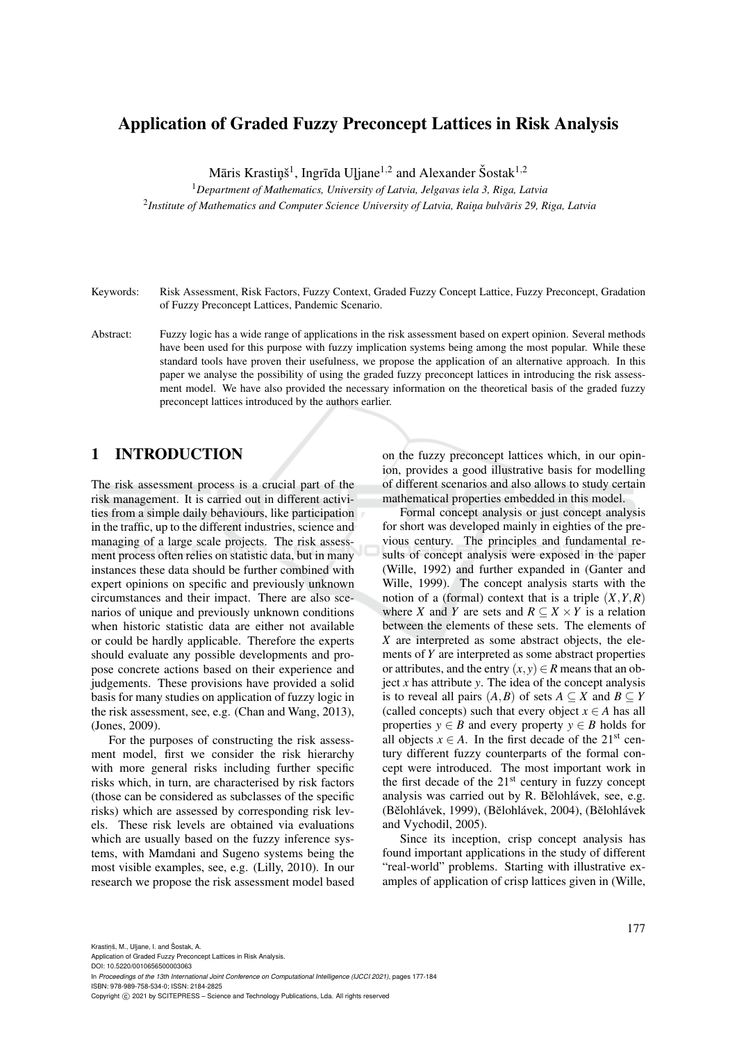# Application of Graded Fuzzy Preconcept Lattices in Risk Analysis

Māris Krastiņš[1], Ingrīda Uļjane[1,2] and Alexander Šostak[1,2]

[1]*Department of Mathematics, University of Latvia, Jelgavas iela 3, Riga, Latvia*

[2]*Institute of Mathematics and Computer Science University of Latvia, Raiņa bulvāris 29, Riga, Latvia*

Keywords: Risk Assessment, Risk Factors, Fuzzy Context, Graded Fuzzy Concept Lattice, Fuzzy Preconcept, Gradation of Fuzzy Preconcept Lattices, Pandemic Scenario.

Abstract: Fuzzy logic has a wide range of applications in the risk assessment based on expert opinion. Several methods have been used for this purpose with fuzzy implication systems being among the most popular. While these standard tools have proven their usefulness, we propose the application of an alternative approach. In this paper we analyse the possibility of using the graded fuzzy preconcept lattices in introducing the risk assessment model. We have also provided the necessary information on the theoretical basis of the graded fuzzy preconcept lattices introduced by the authors earlier.

## 1 INTRODUCTION

The risk assessment process is a crucial part of the risk management. It is carried out in different activities from a simple daily behaviours, like participation in the traffic, up to the different industries, science and managing of a large scale projects. The risk assessment process often relies on statistic data, but in many instances these data should be further combined with expert opinions on specific and previously unknown circumstances and their impact. There are also scenarios of unique and previously unknown conditions when historic statistic data are either not available or could be hardly applicable. Therefore the experts should evaluate any possible developments and propose concrete actions based on their experience and judgements. These provisions have provided a solid basis for many studies on application of fuzzy logic in the risk assessment, see, e.g. (Chan and Wang, 2013), (Jones, 2009).

For the purposes of constructing the risk assessment model, first we consider the risk hierarchy with more general risks including further specific risks which, in turn, are characterised by risk factors (those can be considered as subclasses of the specific risks) which are assessed by corresponding risk levels. These risk levels are obtained via evaluations which are usually based on the fuzzy inference systems, with Mamdani and Sugeno systems being the most visible examples, see, e.g. (Lilly, 2010). In our research we propose the risk assessment model based on the fuzzy preconcept lattices which, in our opinion, provides a good illustrative basis for modelling of different scenarios and also allows to study certain mathematical properties embedded in this model.

Formal concept analysis or just concept analysis for short was developed mainly in eighties of the previous century. The principles and fundamental results of concept analysis were exposed in the paper (Wille, 1992) and further expanded in (Ganter and Wille, 1999). The concept analysis starts with the notion of a (formal) context that is a triple $(X,Y,R)$ where $X$ and $Y$ are sets and $R \subseteq X \times Y$ is a relation between the elements of these sets. The elements of $X$ are interpreted as some abstract objects, the elements of $Y$ are interpreted as some abstract properties or attributes, and the entry $(x,y) \in R$ means that an object $x$ has attribute $y$. The idea of the concept analysis is to reveal all pairs $(A,B)$ of sets $A \subseteq X$ and $B \subseteq Y$ (called concepts) such that every object $x \in A$ has all properties $y \in B$ and every property $y \in B$ holds for all objects $x \in A$. In the first decade of the 21[st] century different fuzzy counterparts of the formal concept were introduced. The most important work in the first decade of the 21[st] century in fuzzy concept analysis was carried out by R. Bělohlávek, see, e.g. (Bělohlávek, 1999), (Bělohlávek, 2004), (Bělohlávek and Vychodil, 2005).

Since its inception, crisp concept analysis has found important applications in the study of different "real-world" problems. Starting with illustrative examples of application of crisp lattices given in (Wille,

Krastiņš, M., Uļjane, I. and Šostak, A.
Application of Graded Fuzzy Preconcept Lattices in Risk Analysis.
DOI: 10.5220/0010656500003063
In *Proceedings of the 13th International Joint Conference on Computational Intelligence (IJCCI 2021)*, pages 177-184
ISBN: 978-989-758-534-0; ISSN: 2184-2825
Copyright © 2021 by SCITEPRESS – Science and Technology Publications, Lda. All rights reserved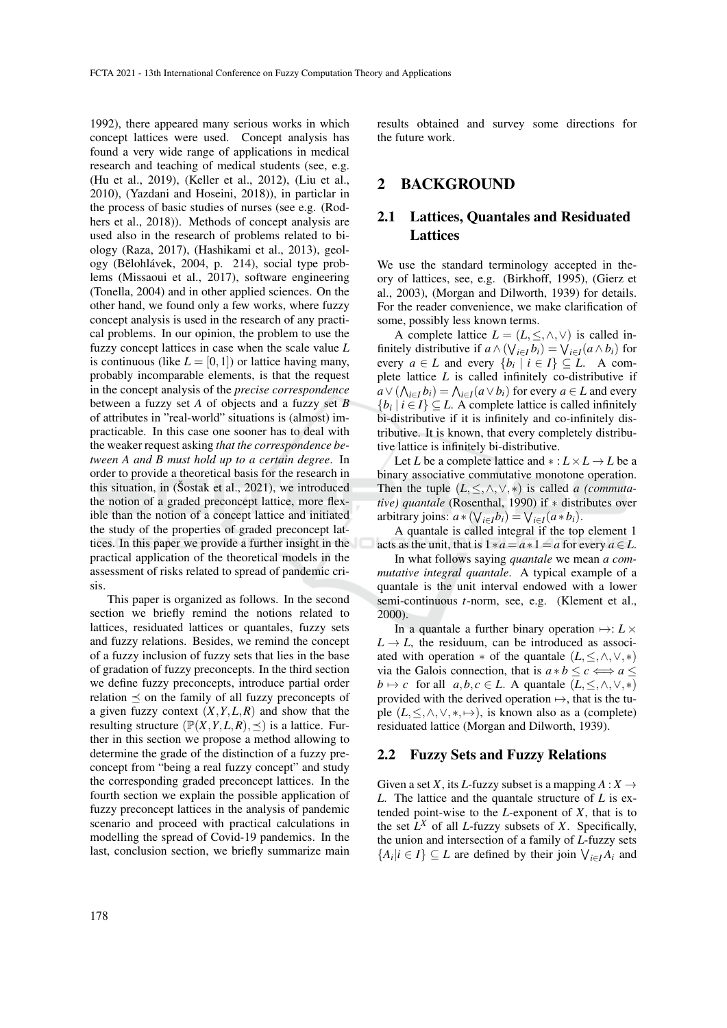1992), there appeared many serious works in which concept lattices were used. Concept analysis has found a very wide range of applications in medical research and teaching of medical students (see, e.g. (Hu et al., 2019), (Keller et al., 2012), (Liu et al., 2010), (Yazdani and Hoseini, 2018)), in particlar in the process of basic studies of nurses (see e.g. (Rodhers et al., 2018)). Methods of concept analysis are used also in the research of problems related to biology (Raza, 2017), (Hashikami et al., 2013), geology (Bělohlávek, 2004, p. 214), social type problems (Missaoui et al., 2017), software engineering (Tonella, 2004) and in other applied sciences. On the other hand, we found only a few works, where fuzzy concept analysis is used in the research of any practical problems. In our opinion, the problem to use the fuzzy concept lattices in case when the scale value $L$ is continuous (like $L = [0,1]$) or lattice having many, probably incomparable elements, is that the request in the concept analysis of the *precise correspondence* between a fuzzy set $A$ of objects and a fuzzy set $B$ of attributes in "real-world" situations is (almost) impracticable. In this case one sooner has to deal with the weaker request asking *that the correspondence between A and B must hold up to a certain degree*. In order to provide a theoretical basis for the research in this situation, in (Šostak et al., 2021), we introduced the notion of a graded preconcept lattice, more flexible than the notion of a concept lattice and initiated the study of the properties of graded preconcept lattices. In this paper we provide a further insight in the practical application of the theoretical models in the assessment of risks related to spread of pandemic crisis.

This paper is organized as follows. In the second section we briefly remind the notions related to lattices, residuated lattices or quantales, fuzzy sets and fuzzy relations. Besides, we remind the concept of a fuzzy inclusion of fuzzy sets that lies in the base of gradation of fuzzy preconcepts. In the third section we define fuzzy preconcepts, introduce partial order relation $\preceq$ on the family of all fuzzy preconcepts of a given fuzzy context $(X,Y,L,R)$ and show that the resulting structure $(\mathbb{P}(X,Y,L,R),\preceq)$ is a lattice. Further in this section we propose a method allowing to determine the grade of the distinction of a fuzzy preconcept from "being a real fuzzy concept" and study the corresponding graded preconcept lattices. In the fourth section we explain the possible application of fuzzy preconcept lattices in the analysis of pandemic scenario and proceed with practical calculations in modelling the spread of Covid-19 pandemics. In the last, conclusion section, we briefly summarize main results obtained and survey some directions for the future work.

## 2 BACKGROUND

### 2.1 Lattices, Quantales and Residuated Lattices

We use the standard terminology accepted in theory of lattices, see, e.g. (Birkhoff, 1995), (Gierz et al., 2003), (Morgan and Dilworth, 1939) for details. For the reader convenience, we make clarification of some, possibly less known terms.

A complete lattice $L = (L, \leq, \wedge, \vee)$ is called infinitely distributive if $a \wedge (\bigvee_{i \in I} b_i) = \bigvee_{i \in I}(a \wedge b_i)$ for every $a \in L$ and every $\{b_i \mid i \in I\} \subseteq L$. A complete lattice $L$ is called infinitely co-distributive if $a \vee (\bigwedge_{i \in I} b_i) = \bigwedge_{i \in I}(a \vee b_i)$ for every $a \in L$ and every $\{b_i \mid i \in I\} \subseteq L$. A complete lattice is called infinitely bi-distributive if it is infinitely and co-infinitely distributive. It is known, that every completely distributive lattice is infinitely bi-distributive.

Let $L$ be a complete lattice and $* : L \times L \to L$ be a binary associative commutative monotone operation. Then the tuple $(L, \leq, \wedge, \vee, *)$ is called *a (commutative) quantale* (Rosenthal, 1990) if $*$ distributes over arbitrary joins: $a * (\bigvee_{i \in I} b_i) = \bigvee_{i \in I}(a * b_i)$.

A quantale is called integral if the top element 1 acts as the unit, that is $1 * a = a * 1 = a$ for every $a \in L$.

In what follows saying *quantale* we mean *a commutative integral quantale*. A typical example of a quantale is the unit interval endowed with a lower semi-continuous $t$-norm, see, e.g. (Klement et al., 2000).

In a quantale a further binary operation $\mapsto : L \times L \to L$, the residuum, can be introduced as associated with operation $*$ of the quantale $(L, \leq, \wedge, \vee, *)$ via the Galois connection, that is $a * b \leq c \iff a \leq b \mapsto c$ for all $a, b, c \in L$. A quantale $(L, \leq, \wedge, \vee, *)$ provided with the derived operation $\mapsto$, that is the tuple $(L, \leq, \wedge, \vee, *, \mapsto)$, is known also as a (complete) residuated lattice (Morgan and Dilworth, 1939).

### 2.2 Fuzzy Sets and Fuzzy Relations

Given a set $X$, its $L$-fuzzy subset is a mapping $A : X \to L$. The lattice and the quantale structure of $L$ is extended point-wise to the $L$-exponent of $X$, that is to the set $L^X$ of all $L$-fuzzy subsets of $X$. Specifically, the union and intersection of a family of $L$-fuzzy sets $\{A_i | i \in I\} \subseteq L$ are defined by their join $\bigvee_{i \in I} A_i$ and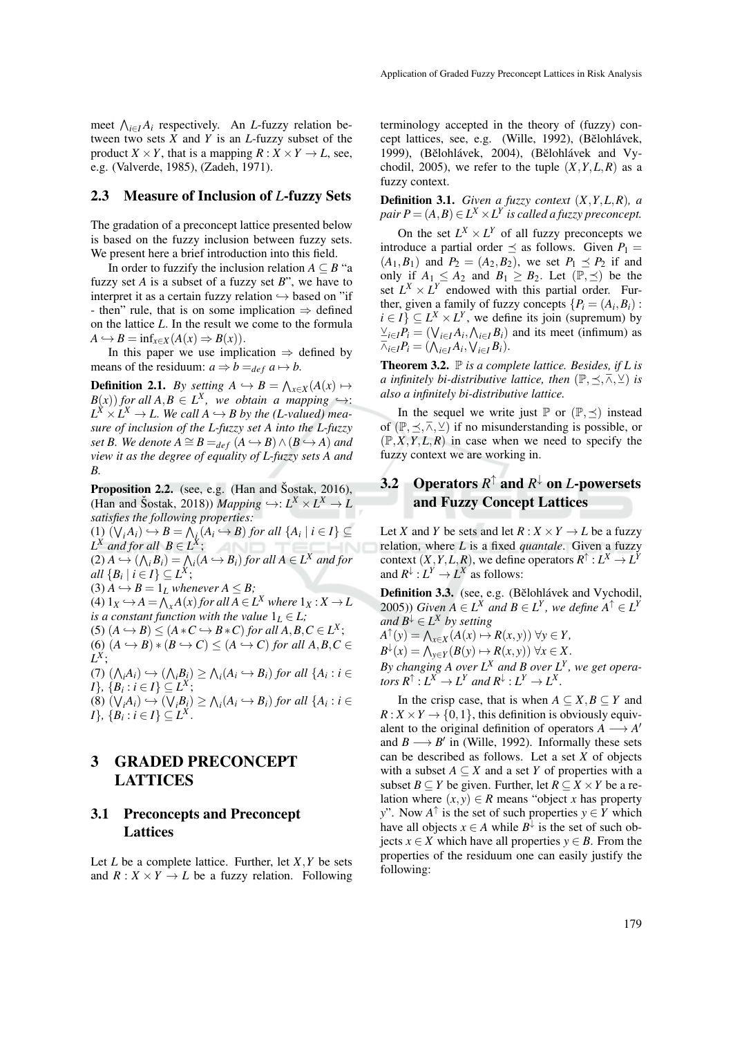meet $\bigwedge_{i\in I} A_i$ respectively. An $L$-fuzzy relation between two sets $X$ and $Y$ is an $L$-fuzzy subset of the product $X \times Y$, that is a mapping $R : X \times Y \to L$, see, e.g. (Valverde, 1985), (Zadeh, 1971).

### 2.3 Measure of Inclusion of $L$-fuzzy Sets

The gradation of a preconcept lattice presented below is based on the fuzzy inclusion between fuzzy sets. We present here a brief introduction into this field.

In order to fuzzify the inclusion relation $A \subseteq B$ "a fuzzy set $A$ is a subset of a fuzzy set $B$", we have to interpret it as a certain fuzzy relation $\hookrightarrow$ based on "if - then" rule, that is on some implication $\Rightarrow$ defined on the lattice $L$. In the result we come to the formula $A \hookrightarrow B = \inf_{x\in X}(A(x) \Rightarrow B(x))$.

In this paper we use implication $\Rightarrow$ defined by means of the residuum: $a \Rightarrow b =_{def} a \mapsto b$.

**Definition 2.1.** *By setting $A \hookrightarrow B = \bigwedge_{x\in X}(A(x) \mapsto B(x))$ for all $A, B \in L^X$, we obtain a mapping $\hookrightarrow$: $L^X \times L^X \to L$. We call $A \hookrightarrow B$ by the ($L$-valued) measure of inclusion of the $L$-fuzzy set $A$ into the $L$-fuzzy set $B$. We denote $A \cong B =_{def} (A \hookrightarrow B) \wedge (B \hookrightarrow A)$ and view it as the degree of equality of $L$-fuzzy sets $A$ and $B$.*

**Proposition 2.2.** (see, e.g. (Han and Šostak, 2016), (Han and Šostak, 2018)) *Mapping $\hookrightarrow$: $L^X \times L^X \to L$ satisfies the following properties:*

(1) $(\bigvee_i A_i) \hookrightarrow B = \bigwedge_i (A_i \hookrightarrow B)$ *for all* $\{A_i \mid i \in I\} \subseteq L^X$ *and for all* $B \in L^X$;
(2) $A \hookrightarrow (\bigwedge_i B_i) = \bigwedge_i (A \hookrightarrow B_i)$ *for all* $A \in L^X$ *and for all* $\{B_i \mid i \in I\} \subseteq L^X$;
(3) $A \hookrightarrow B = 1_L$ *whenever* $A \le B$;
(4) $1_X \hookrightarrow A = \bigwedge_x A(x)$ *for all* $A \in L^X$ *where* $1_X : X \to L$ *is a constant function with the value* $1_L \in L$;
(5) $(A \hookrightarrow B) \le (A * C \hookrightarrow B * C)$ *for all* $A, B, C \in L^X$;
(6) $(A \hookrightarrow B) * (B \hookrightarrow C) \le (A \hookrightarrow C)$ *for all* $A, B, C \in L^X$;
(7) $(\bigwedge_i A_i) \hookrightarrow (\bigwedge_i B_i) \ge \bigwedge_i (A_i \hookrightarrow B_i)$ *for all* $\{A_i : i \in I\}$, $\{B_i : i \in I\} \subseteq L^X$;
(8) $(\bigvee_i A_i) \hookrightarrow (\bigvee_i B_i) \ge \bigwedge_i (A_i \hookrightarrow B_i)$ *for all* $\{A_i : i \in I\}$, $\{B_i : i \in I\} \subseteq L^X$.

## 3 GRADED PRECONCEPT LATTICES

### 3.1 Preconcepts and Preconcept Lattices

Let $L$ be a complete lattice. Further, let $X, Y$ be sets and $R : X \times Y \to L$ be a fuzzy relation. Following terminology accepted in the theory of (fuzzy) concept lattices, see, e.g. (Wille, 1992), (Bělohlávek, 1999), (Bělohlávek, 2004), (Bělohlávek and Vychodil, 2005), we refer to the tuple $(X, Y, L, R)$ as a fuzzy context.

**Definition 3.1.** *Given a fuzzy context $(X, Y, L, R)$, a pair $P = (A, B) \in L^X \times L^Y$ is called a fuzzy preconcept.*

On the set $L^X \times L^Y$ of all fuzzy preconcepts we introduce a partial order $\preceq$ as follows. Given $P_1 = (A_1, B_1)$ and $P_2 = (A_2, B_2)$, we set $P_1 \preceq P_2$ if and only if $A_1 \le A_2$ and $B_1 \ge B_2$. Let $(\mathbb{P}, \preceq)$ be the set $L^X \times L^Y$ endowed with this partial order. Further, given a family of fuzzy concepts $\{P_i = (A_i, B_i) : i \in I\} \subseteq L^X \times L^Y$, we define its join (supremum) by $\underline{\vee}_{i\in I} P_i = (\bigvee_{i\in I} A_i, \bigwedge_{i\in I} B_i)$ and its meet (infimum) as $\overline{\wedge}_{i\in I} P_i = (\bigwedge_{i\in I} A_i, \bigvee_{i\in I} B_i)$.

**Theorem 3.2.** *$\mathbb{P}$ is a complete lattice. Besides, if $L$ is a infinitely bi-distributive lattice, then $(\mathbb{P}, \preceq, \overline{\wedge}, \underline{\vee})$ is also a infinitely bi-distributive lattice.*

In the sequel we write just $\mathbb{P}$ or $(\mathbb{P}, \preceq)$ instead of $(\mathbb{P}, \preceq, \overline{\wedge}, \underline{\vee})$ if no misunderstanding is possible, or $(\mathbb{P}, X, Y, L, R)$ in case when we need to specify the fuzzy context we are working in.

### 3.2 Operators $R^\uparrow$ and $R^\downarrow$ on $L$-powersets and Fuzzy Concept Lattices

Let $X$ and $Y$ be sets and let $R : X \times Y \to L$ be a fuzzy relation, where $L$ is a fixed *quantale*. Given a fuzzy context $(X, Y, L, R)$, we define operators $R^\uparrow : L^X \to L^Y$ and $R^\downarrow : L^Y \to L^X$ as follows:

**Definition 3.3.** (see, e.g. (Bělohlávek and Vychodil, 2005)) *Given $A \in L^X$ and $B \in L^Y$, we define $A^\uparrow \in L^Y$ and $B^\downarrow \in L^X$ by setting*

$A^\uparrow(y) = \bigwedge_{x\in X}(A(x) \mapsto R(x, y))\ \forall y \in Y,$

$B^\downarrow(x) = \bigwedge_{y\in Y}(B(y) \mapsto R(x, y))\ \forall x \in X.$

*By changing $A$ over $L^X$ and $B$ over $L^Y$, we get operators $R^\uparrow : L^X \to L^Y$ and $R^\downarrow : L^Y \to L^X$.*

In the crisp case, that is when $A \subseteq X, B \subseteq Y$ and $R : X \times Y \to \{0, 1\}$, this definition is obviously equivalent to the original definition of operators $A \longrightarrow A'$ and $B \longrightarrow B'$ in (Wille, 1992). Informally these sets can be described as follows. Let a set $X$ of objects with a subset $A \subseteq X$ and a set $Y$ of properties with a subset $B \subseteq Y$ be given. Further, let $R \subseteq X \times Y$ be a relation where $(x, y) \in R$ means "object $x$ has property $y$". Now $A^\uparrow$ is the set of such properties $y \in Y$ which have all objects $x \in A$ while $B^\downarrow$ is the set of such objects $x \in X$ which have all properties $y \in B$. From the properties of the residuum one can easily justify the following: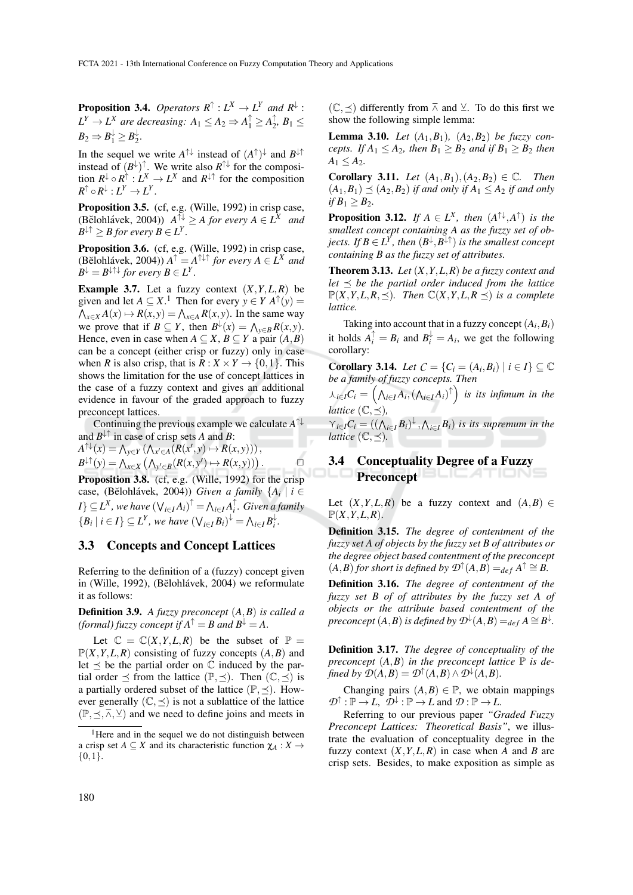**Proposition 3.4.** *Operators $R^{\uparrow} : L^X \to L^Y$ and $R^{\downarrow} : L^Y \to L^X$ are decreasing: $A_1 \leq A_2 \Rightarrow A_1^{\uparrow} \geq A_2^{\uparrow}$, $B_1 \leq B_2 \Rightarrow B_1^{\downarrow} \geq B_2^{\downarrow}$.*

In the sequel we write $A^{\uparrow\downarrow}$ instead of $(A^{\uparrow})^{\downarrow}$ and $B^{\downarrow\uparrow}$ instead of $(B^{\downarrow})^{\uparrow}$. We write also $R^{\uparrow\downarrow}$ for the composition $R^{\downarrow} \circ R^{\uparrow} : L^X \to L^X$ and $R^{\downarrow\uparrow}$ for the composition $R^{\uparrow} \circ R^{\downarrow} : L^Y \to L^Y$.

**Proposition 3.5.** (cf, e.g. (Wille, 1992) in crisp case, (Bělohlávek, 2004)) *$A^{\uparrow\downarrow} \geq A$ for every $A \in L^X$ and $B^{\downarrow\uparrow} \geq B$ for every $B \in L^Y$.*

**Proposition 3.6.** (cf, e.g. (Wille, 1992) in crisp case, (Bělohlávek, 2004)) *$A^{\uparrow} = A^{\uparrow\downarrow\uparrow}$ for every $A \in L^X$ and $B^{\downarrow} = B^{\downarrow\uparrow\downarrow}$ for every $B \in L^Y$.*

**Example 3.7.** Let a fuzzy context $(X,Y,L,R)$ be given and let $A \subseteq X$.[1] Then for every $y \in Y$ $A^{\uparrow}(y) = \bigwedge_{x \in X} A(x) \mapsto R(x,y) = \bigwedge_{x \in A} R(x,y)$. In the same way we prove that if $B \subseteq Y$, then $B^{\downarrow}(x) = \bigwedge_{y \in B} R(x,y)$. Hence, even in case when $A \subseteq X$, $B \subseteq Y$ a pair $(A,B)$ can be a concept (either crisp or fuzzy) only in case when $R$ is also crisp, that is $R : X \times Y \to \{0,1\}$. This shows the limitation for the use of concept lattices in the case of a fuzzy context and gives an additional evidence in favour of the graded approach to fuzzy preconcept lattices.

Continuing the previous example we calculate $A^{\uparrow\downarrow}$ and $B^{\downarrow\uparrow}$ in case of crisp sets $A$ and $B$:

$A^{\uparrow\downarrow}(x) = \bigwedge_{y \in Y} \left( \bigwedge_{x' \in A} (R(x',y) \mapsto R(x,y)) \right)$,

$B^{\downarrow\uparrow}(y) = \bigwedge_{x \in X} \left( \bigwedge_{y' \in B} (R(x,y') \mapsto R(x,y)) \right)$. □

**Proposition 3.8.** (cf, e.g. (Wille, 1992) for the crisp case, (Bělohlávek, 2004)) *Given a family $\{A_i \mid i \in I\} \subseteq L^X$, we have $\left(\bigvee_{i \in I} A_i\right)^{\uparrow} = \bigwedge_{i \in I} A_i^{\uparrow}$. Given a family $\{B_i \mid i \in I\} \subseteq L^Y$, we have $\left(\bigvee_{i \in I} B_i\right)^{\downarrow} = \bigwedge_{i \in I} B_i^{\downarrow}$.*

### 3.3 Concepts and Concept Lattices

Referring to the definition of a (fuzzy) concept given in (Wille, 1992), (Bělohlávek, 2004) we reformulate it as follows:

**Definition 3.9.** *A fuzzy preconcept $(A,B)$ is called a (formal) fuzzy concept if $A^{\uparrow} = B$ and $B^{\downarrow} = A$.*

Let $\mathbb{C} = \mathbb{C}(X,Y,L,R)$ be the subset of $\mathbb{P} = \mathbb{P}(X,Y,L,R)$ consisting of fuzzy concepts $(A,B)$ and let $\preceq$ be the partial order on $\mathbb{C}$ induced by the partial order $\preceq$ from the lattice $(\mathbb{P},\preceq)$. Then $(\mathbb{C},\preceq)$ is a partially ordered subset of the lattice $(\mathbb{P},\preceq)$. However generally $(\mathbb{C},\preceq)$ is not a sublattice of the lattice $(\mathbb{P},\preceq,\barwedge,\veebar)$ and we need to define joins and meets in $(\mathbb{C},\preceq)$ differently from $\barwedge$ and $\veebar$. To do this first we show the following simple lemma:

**Lemma 3.10.** *Let $(A_1,B_1)$, $(A_2,B_2)$ be fuzzy concepts. If $A_1 \leq A_2$, then $B_1 \geq B_2$ and if $B_1 \geq B_2$ then $A_1 \leq A_2$.*

**Corollary 3.11.** *Let $(A_1,B_1),(A_2,B_2) \in \mathbb{C}$. Then $(A_1,B_1) \preceq (A_2,B_2)$ if and only if $A_1 \leq A_2$ if and only if $B_1 \geq B_2$.*

**Proposition 3.12.** *If $A \in L^X$, then $(A^{\uparrow\downarrow}, A^{\uparrow})$ is the smallest concept containing $A$ as the fuzzy set of objects. If $B \in L^Y$, then $(B^{\downarrow}, B^{\downarrow\uparrow})$ is the smallest concept containing $B$ as the fuzzy set of attributes.*

**Theorem 3.13.** *Let $(X,Y,L,R)$ be a fuzzy context and let $\preceq$ be the partial order induced from the lattice $\mathbb{P}(X,Y,L,R,\preceq)$. Then $\mathbb{C}(X,Y,L,R \preceq)$ is a complete lattice.*

Taking into account that in a fuzzy concept $(A_i,B_i)$ it holds $A_i^{\uparrow} = B_i$ and $B_i^{\downarrow} = A_i$, we get the following corollary:

**Corollary 3.14.** *Let $\mathcal{C} = \{C_i = (A_i,B_i) \mid i \in I\} \subseteq \mathbb{C}$ be a family of fuzzy concepts. Then*

*$\curlywedge_{i \in I} C_i = \left( \bigwedge_{i \in I} A_i, (\bigwedge_{i \in I} A_i)^{\uparrow} \right)$ is its infimum in the lattice $(\mathbb{C},\preceq)$,*

*$\curlyvee_{i \in I} C_i = ((\bigwedge_{i \in I} B_i)^{\downarrow}, \bigwedge_{i \in I} B_i)$ is its supremum in the lattice $(\mathbb{C},\preceq)$.*

### 3.4 Conceptuality Degree of a Fuzzy Preconcept

Let $(X,Y,L,R)$ be a fuzzy context and $(A,B) \in \mathbb{P}(X,Y,L,R)$.

**Definition 3.15.** *The degree of contentment of the fuzzy set A of objects by the fuzzy set B of attributes or the degree object based contentment of the preconcept $(A,B)$ for short is defined by $\mathcal{D}^{\uparrow}(A,B) =_{def} A^{\uparrow} \cong B$.*

**Definition 3.16.** *The degree of contentment of the fuzzy set B of of attributes by the fuzzy set A of objects or the attribute based contentment of the preconcept $(A,B)$ is defined by $\mathcal{D}^{\downarrow}(A,B) =_{def} A \cong B^{\downarrow}$.*

**Definition 3.17.** *The degree of conceptuality of the preconcept $(A,B)$ in the preconcept lattice $\mathbb{P}$ is defined by $\mathcal{D}(A,B) = \mathcal{D}^{\uparrow}(A,B) \wedge \mathcal{D}^{\downarrow}(A,B)$.*

Changing pairs $(A,B) \in \mathbb{P}$, we obtain mappings $\mathcal{D}^{\uparrow} : \mathbb{P} \to L$, $\mathcal{D}^{\downarrow} : \mathbb{P} \to L$ and $\mathcal{D} : \mathbb{P} \to L$.

Referring to our previous paper *"Graded Fuzzy Preconcept Lattices: Theoretical Basis"*, we illustrate the evaluation of conceptuality degree in the fuzzy context $(X,Y,L,R)$ in case when $A$ and $B$ are crisp sets. Besides, to make exposition as simple as

[1] Here and in the sequel we do not distinguish between a crisp set $A \subseteq X$ and its characteristic function $\chi_A : X \to \{0,1\}$.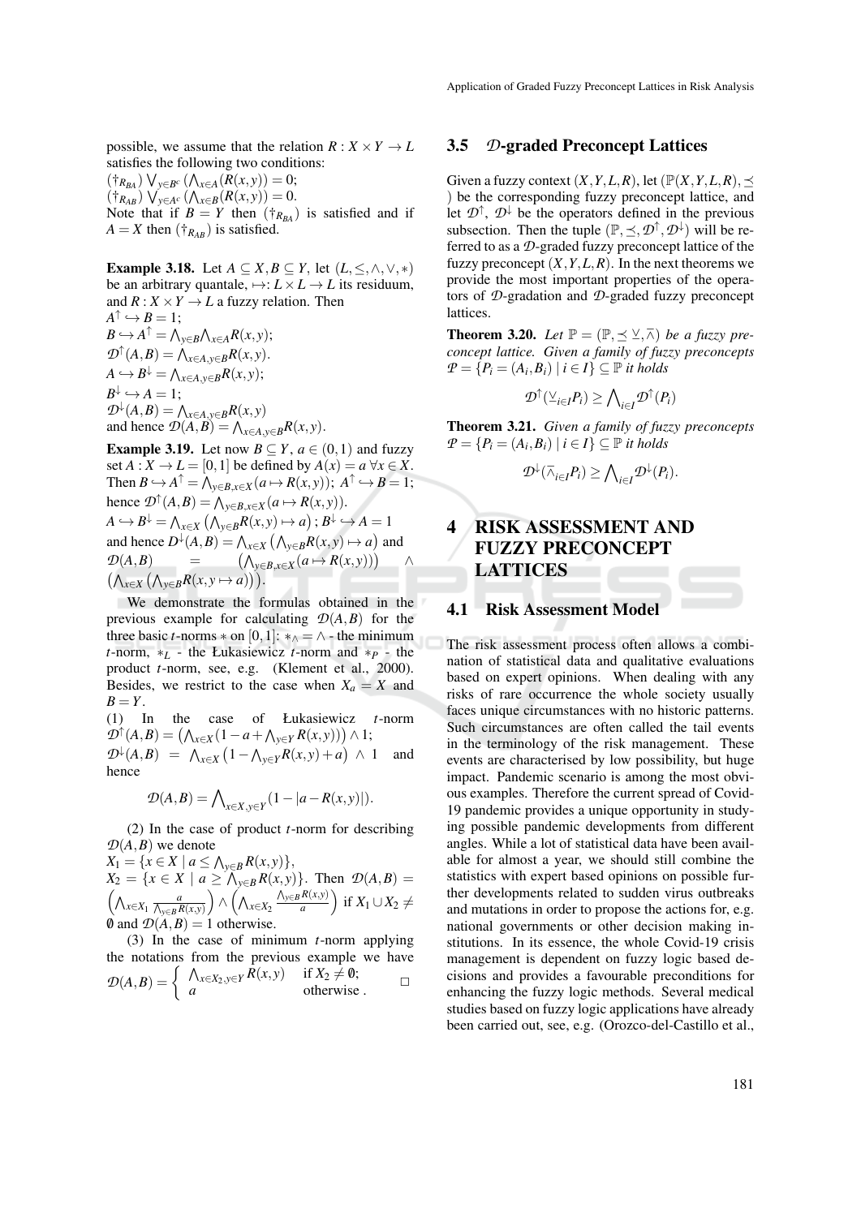possible, we assume that the relation $R : X \times Y \to L$ satisfies the following two conditions:

$(\dagger_{R_{BA}})$ $\bigvee_{y \in B^c} (\bigwedge_{x \in A} (R(x,y)) = 0;$

$(\dagger_{R_{AB}})$ $\bigvee_{y \in A^c} (\bigwedge_{x \in B} (R(x,y)) = 0.$

Note that if $B = Y$ then $(\dagger_{R_{BA}})$ is satisfied and if $A = X$ then $(\dagger_{R_{AB}})$ is satisfied.

**Example 3.18.** Let $A \subseteq X, B \subseteq Y$, let $(L, \leq, \wedge, \vee, *)$ be an arbitrary quantale, $\mapsto: L \times L \to L$ its residuum, and $R : X \times Y \to L$ a fuzzy relation. Then

$A^{\uparrow} \hookrightarrow B = 1;$

$B \hookrightarrow A^{\uparrow} = \bigwedge_{y \in B} \bigwedge_{x \in A} R(x,y);$

$\mathcal{D}^{\uparrow}(A,B) = \bigwedge_{x \in A, y \in B} R(x,y).$

$A \hookrightarrow B^{\downarrow} = \bigwedge_{x \in A, y \in B} R(x,y);$

$B^{\downarrow} \hookrightarrow A = 1;$

$\mathcal{D}^{\downarrow}(A,B) = \bigwedge_{x \in A, y \in B} R(x,y)$

and hence $\mathcal{D}(A,B) = \bigwedge_{x \in A, y \in B} R(x,y)$.

**Example 3.19.** Let now $B \subseteq Y$, $a \in (0,1)$ and fuzzy set $A : X \to L = [0,1]$ be defined by $A(x) = a \; \forall x \in X$. Then $B \hookrightarrow A^{\uparrow} = \bigwedge_{y \in B, x \in X} (a \mapsto R(x,y));$ $A^{\uparrow} \hookrightarrow B = 1;$ hence $\mathcal{D}^{\uparrow}(A,B) = \bigwedge_{y \in B, x \in X} (a \mapsto R(x,y)).$

$A \hookrightarrow B^{\downarrow} = \bigwedge_{x \in X} \left( \bigwedge_{y \in B} R(x,y) \mapsto a \right); B^{\downarrow} \hookrightarrow A = 1$

and hence $D^{\downarrow}(A,B) = \bigwedge_{x \in X} \left( \bigwedge_{y \in B} R(x,y) \mapsto a \right)$ and $\mathcal{D}(A,B) = \left( \bigwedge_{y \in B, x \in X} (a \mapsto R(x,y)) \right) \wedge \left( \bigwedge_{x \in X} \left( \bigwedge_{y \in B} R(x,y \mapsto a) \right) \right).$

We demonstrate the formulas obtained in the previous example for calculating $\mathcal{D}(A,B)$ for the three basic $t$-norms $*$ on $[0,1]$: $*_{\wedge} = \wedge$ - the minimum $t$-norm, $*_L$ - the Łukasiewicz $t$-norm and $*_P$ - the product $t$-norm, see, e.g. (Klement et al., 2000). Besides, we restrict to the case when $X_a = X$ and $B = Y$.

(1) In the case of Łukasiewicz $t$-norm $\mathcal{D}^{\uparrow}(A,B) = \left( \bigwedge_{x \in X} (1 - a + \bigwedge_{y \in Y} R(x,y)) \right) \wedge 1;$

$\mathcal{D}^{\downarrow}(A,B) = \bigwedge_{x \in X} \left( 1 - \bigwedge_{y \in Y} R(x,y) + a \right) \wedge 1$ and hence

$$\mathcal{D}(A,B) = \bigwedge_{x \in X, y \in Y} (1 - |a - R(x,y)|).$$

(2) In the case of product $t$-norm for describing $\mathcal{D}(A,B)$ we denote

$X_1 = \{x \in X \mid a \leq \bigwedge_{y \in B} R(x,y)\},$

$X_2 = \{x \in X \mid a \geq \bigwedge_{y \in B} R(x,y)\}$. Then $\mathcal{D}(A,B) = \left( \bigwedge_{x \in X_1} \frac{a}{\bigwedge_{y \in B} R(x,y)} \right) \wedge \left( \bigwedge_{x \in X_2} \frac{\bigwedge_{y \in B} R(x,y)}{a} \right)$ if $X_1 \cup X_2 \neq \emptyset$ and $\mathcal{D}(A,B) = 1$ otherwise.

(3) In the case of minimum $t$-norm applying the notations from the previous example we have

$$\mathcal{D}(A,B) = \begin{cases} \bigwedge_{x \in X_2, y \in Y} R(x,y) & \text{if } X_2 \neq \emptyset; \\ a & \text{otherwise} . \end{cases} \qquad \square$$

### 3.5 $\mathcal{D}$-graded Preconcept Lattices

Given a fuzzy context $(X,Y,L,R)$, let $(\mathbb{P}(X,Y,L,R), \preceq)$ be the corresponding fuzzy preconcept lattice, and let $\mathcal{D}^{\uparrow}$, $\mathcal{D}^{\downarrow}$ be the operators defined in the previous subsection. Then the tuple $(\mathbb{P}, \preceq, \mathcal{D}^{\uparrow}, \mathcal{D}^{\downarrow})$ will be referred to as a $\mathcal{D}$-graded fuzzy preconcept lattice of the fuzzy preconcept $(X,Y,L,R)$. In the next theorems we provide the most important properties of the operators of $\mathcal{D}$-gradation and $\mathcal{D}$-graded fuzzy preconcept lattices.

**Theorem 3.20.** *Let $\mathbb{P} = (\mathbb{P}, \preceq \underline{\vee}, \overline{\wedge})$ be a fuzzy preconcept lattice. Given a family of fuzzy preconcepts $\mathcal{P} = \{P_i = (A_i, B_i) \mid i \in I\} \subseteq \mathbb{P}$ it holds*

$$\mathcal{D}^{\uparrow}(\underline{\vee}_{i \in I} P_i) \geq \bigwedge_{i \in I} \mathcal{D}^{\uparrow}(P_i)$$

**Theorem 3.21.** *Given a family of fuzzy preconcepts $\mathcal{P} = \{P_i = (A_i, B_i) \mid i \in I\} \subseteq \mathbb{P}$ it holds*

$$\mathcal{D}^{\downarrow}(\overline{\wedge}_{i \in I} P_i) \geq \bigwedge_{i \in I} \mathcal{D}^{\downarrow}(P_i).$$

## 4 RISK ASSESSMENT AND FUZZY PRECONCEPT LATTICES

### 4.1 Risk Assessment Model

The risk assessment process often allows a combination of statistical data and qualitative evaluations based on expert opinions. When dealing with any risks of rare occurrence the whole society usually faces unique circumstances with no historic patterns. Such circumstances are often called the tail events in the terminology of the risk management. These events are characterised by low possibility, but huge impact. Pandemic scenario is among the most obvious examples. Therefore the current spread of Covid-19 pandemic provides a unique opportunity in studying possible pandemic developments from different angles. While a lot of statistical data have been available for almost a year, we should still combine the statistics with expert based opinions on possible further developments related to sudden virus outbreaks and mutations in order to propose the actions for, e.g. national governments or other decision making institutions. In its essence, the whole Covid-19 crisis management is dependent on fuzzy logic based decisions and provides a favourable preconditions for enhancing the fuzzy logic methods. Several medical studies based on fuzzy logic applications have already been carried out, see, e.g. (Orozco-del-Castillo et al.,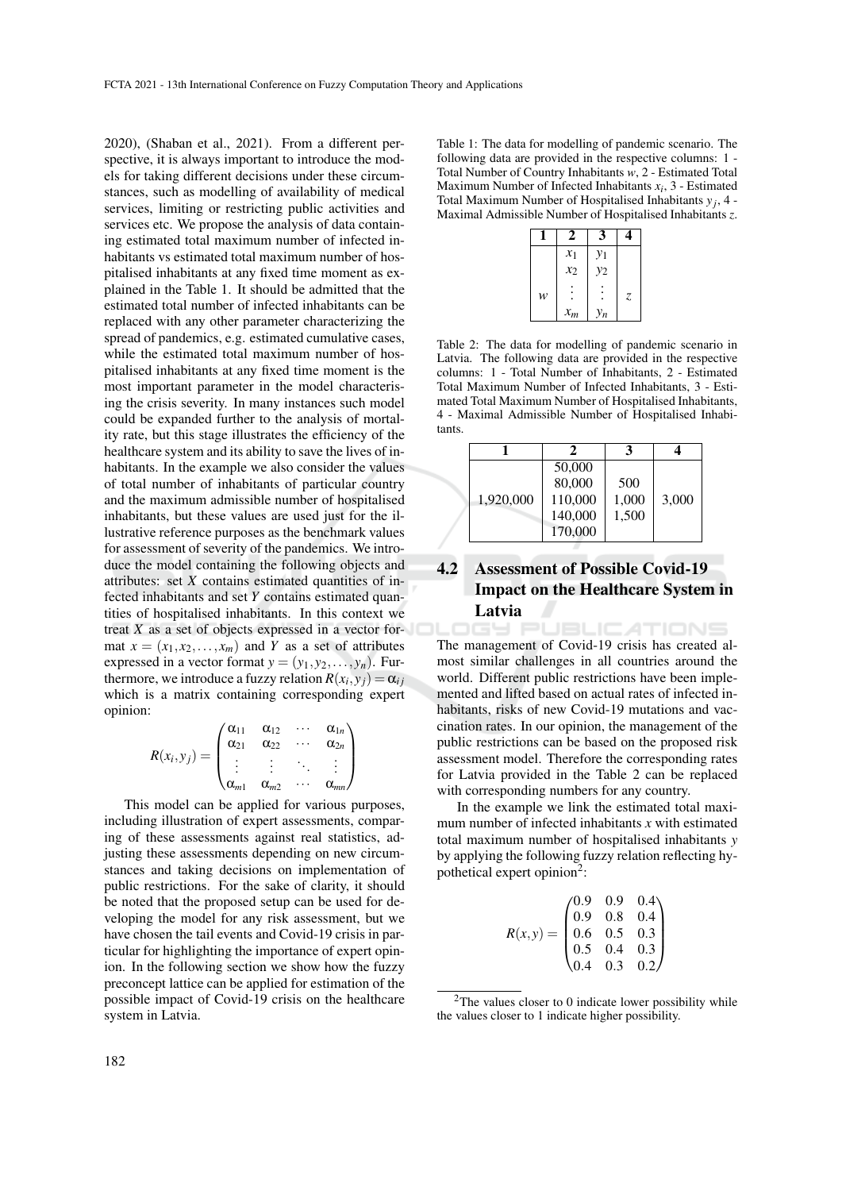2020), (Shaban et al., 2021). From a different perspective, it is always important to introduce the models for taking different decisions under these circumstances, such as modelling of availability of medical services, limiting or restricting public activities and services etc. We propose the analysis of data containing estimated total maximum number of infected inhabitants vs estimated total maximum number of hospitalised inhabitants at any fixed time moment as explained in the Table 1. It should be admitted that the estimated total number of infected inhabitants can be replaced with any other parameter characterizing the spread of pandemics, e.g. estimated cumulative cases, while the estimated total maximum number of hospitalised inhabitants at any fixed time moment is the most important parameter in the model characterising the crisis severity. In many instances such model could be expanded further to the analysis of mortality rate, but this stage illustrates the efficiency of the healthcare system and its ability to save the lives of inhabitants. In the example we also consider the values of total number of inhabitants of particular country and the maximum admissible number of hospitalised inhabitants, but these values are used just for the illustrative reference purposes as the benchmark values for assessment of severity of the pandemics. We introduce the model containing the following objects and attributes: set $X$ contains estimated quantities of infected inhabitants and set $Y$ contains estimated quantities of hospitalised inhabitants. In this context we treat $X$ as a set of objects expressed in a vector format $x = (x_1, x_2, \ldots, x_m)$ and $Y$ as a set of attributes expressed in a vector format $y = (y_1, y_2, \ldots, y_n)$. Furthermore, we introduce a fuzzy relation $R(x_i, y_j) = \alpha_{ij}$ which is a matrix containing corresponding expert opinion:

$$R(x_i, y_j) = \begin{pmatrix} \alpha_{11} & \alpha_{12} & \cdots & \alpha_{1n} \\ \alpha_{21} & \alpha_{22} & \cdots & \alpha_{2n} \\ \vdots & \vdots & \ddots & \vdots \\ \alpha_{m1} & \alpha_{m2} & \cdots & \alpha_{mn} \end{pmatrix}$$

This model can be applied for various purposes, including illustration of expert assessments, comparing of these assessments against real statistics, adjusting these assessments depending on new circumstances and taking decisions on implementation of public restrictions. For the sake of clarity, it should be noted that the proposed setup can be used for developing the model for any risk assessment, but we have chosen the tail events and Covid-19 crisis in particular for highlighting the importance of expert opinion. In the following section we show how the fuzzy preconcept lattice can be applied for estimation of the possible impact of Covid-19 crisis on the healthcare system in Latvia.

Table 1: The data for modelling of pandemic scenario. The following data are provided in the respective columns: 1 - Total Number of Country Inhabitants $w$, 2 - Estimated Total Maximum Number of Infected Inhabitants $x_i$, 3 - Estimated Total Maximum Number of Hospitalised Inhabitants $y_j$, 4 - Maximal Admissible Number of Hospitalised Inhabitants $z$.

| 1 | 2 | 3 | 4 |
|---|---|---|---|
| $w$ | $x_1$, $x_2$, $\vdots$, $x_m$ | $y_1$, $y_2$, $\vdots$, $y_n$ | $z$ |

Table 2: The data for modelling of pandemic scenario in Latvia. The following data are provided in the respective columns: 1 - Total Number of Inhabitants, 2 - Estimated Total Maximum Number of Infected Inhabitants, 3 - Estimated Total Maximum Number of Hospitalised Inhabitants, 4 - Maximal Admissible Number of Hospitalised Inhabitants.

| 1 | 2 | 3 | 4 |
|---|---|---|---|
| 1,920,000 | 50,000, 80,000, 110,000, 140,000, 170,000 | 500, 1,000, 1,500 | 3,000 |

## 4.2 Assessment of Possible Covid-19 Impact on the Healthcare System in Latvia

The management of Covid-19 crisis has created almost similar challenges in all countries around the world. Different public restrictions have been implemented and lifted based on actual rates of infected inhabitants, risks of new Covid-19 mutations and vaccination rates. In our opinion, the management of the public restrictions can be based on the proposed risk assessment model. Therefore the corresponding rates for Latvia provided in the Table 2 can be replaced with corresponding numbers for any country.

In the example we link the estimated total maximum number of infected inhabitants $x$ with estimated total maximum number of hospitalised inhabitants $y$ by applying the following fuzzy relation reflecting hypothetical expert opinion[2]:

$$R(x, y) = \begin{pmatrix} 0.9 & 0.9 & 0.4 \\ 0.9 & 0.8 & 0.4 \\ 0.6 & 0.5 & 0.3 \\ 0.5 & 0.4 & 0.3 \\ 0.4 & 0.3 & 0.2 \end{pmatrix}$$

[2]The values closer to 0 indicate lower possibility while the values closer to 1 indicate higher possibility.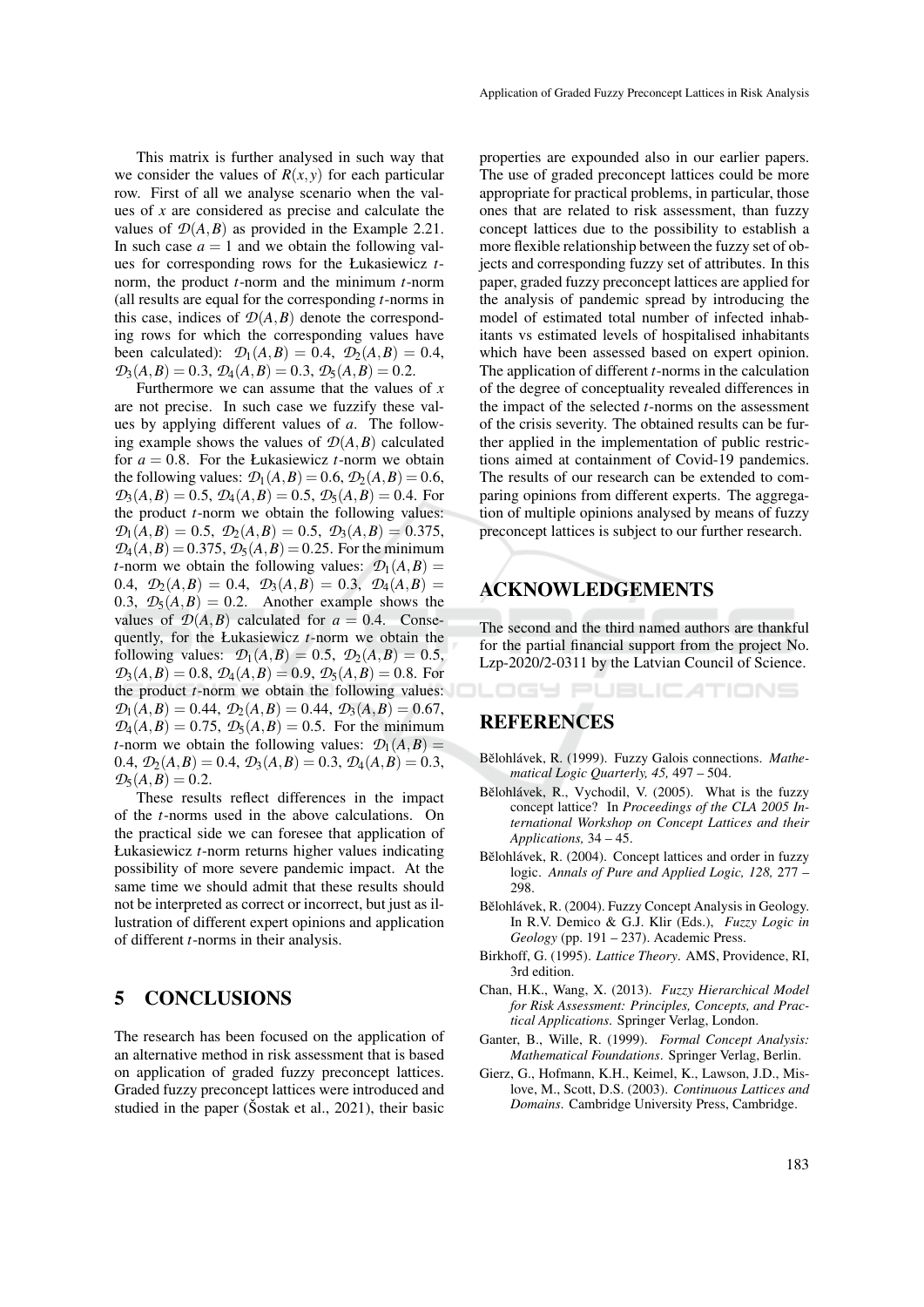This matrix is further analysed in such way that we consider the values of $R(x,y)$ for each particular row. First of all we analyse scenario when the values of $x$ are considered as precise and calculate the values of $\mathcal{D}(A,B)$ as provided in the Example 2.21. In such case $a = 1$ and we obtain the following values for corresponding rows for the Łukasiewicz $t$-norm, the product $t$-norm and the minimum $t$-norm (all results are equal for the corresponding $t$-norms in this case, indices of $\mathcal{D}(A,B)$ denote the corresponding rows for which the corresponding values have been calculated): $\mathcal{D}_1(A,B) = 0.4$, $\mathcal{D}_2(A,B) = 0.4$, $\mathcal{D}_3(A,B) = 0.3$, $\mathcal{D}_4(A,B) = 0.3$, $\mathcal{D}_5(A,B) = 0.2$.

Furthermore we can assume that the values of $x$ are not precise. In such case we fuzzify these values by applying different values of $a$. The following example shows the values of $\mathcal{D}(A,B)$ calculated for $a = 0.8$. For the Łukasiewicz $t$-norm we obtain the following values: $\mathcal{D}_1(A,B) = 0.6$, $\mathcal{D}_2(A,B) = 0.6$, $\mathcal{D}_3(A,B) = 0.5$, $\mathcal{D}_4(A,B) = 0.5$, $\mathcal{D}_5(A,B) = 0.4$. For the product $t$-norm we obtain the following values: $\mathcal{D}_1(A,B) = 0.5$, $\mathcal{D}_2(A,B) = 0.5$, $\mathcal{D}_3(A,B) = 0.375$, $\mathcal{D}_4(A,B) = 0.375$, $\mathcal{D}_5(A,B) = 0.25$. For the minimum $t$-norm we obtain the following values: $\mathcal{D}_1(A,B) = 0.4$, $\mathcal{D}_2(A,B) = 0.4$, $\mathcal{D}_3(A,B) = 0.3$, $\mathcal{D}_4(A,B) = 0.3$, $\mathcal{D}_5(A,B) = 0.2$. Another example shows the values of $\mathcal{D}(A,B)$ calculated for $a = 0.4$. Consequently, for the Łukasiewicz $t$-norm we obtain the following values: $\mathcal{D}_1(A,B) = 0.5$, $\mathcal{D}_2(A,B) = 0.5$, $\mathcal{D}_3(A,B) = 0.8$, $\mathcal{D}_4(A,B) = 0.9$, $\mathcal{D}_5(A,B) = 0.8$. For the product $t$-norm we obtain the following values: $\mathcal{D}_1(A,B) = 0.44$, $\mathcal{D}_2(A,B) = 0.44$, $\mathcal{D}_3(A,B) = 0.67$, $\mathcal{D}_4(A,B) = 0.75$, $\mathcal{D}_5(A,B) = 0.5$. For the minimum $t$-norm we obtain the following values: $\mathcal{D}_1(A,B) = 0.4$, $\mathcal{D}_2(A,B) = 0.4$, $\mathcal{D}_3(A,B) = 0.3$, $\mathcal{D}_4(A,B) = 0.3$, $\mathcal{D}_5(A,B) = 0.2$.

These results reflect differences in the impact of the $t$-norms used in the above calculations. On the practical side we can foresee that application of Łukasiewicz $t$-norm returns higher values indicating possibility of more severe pandemic impact. At the same time we should admit that these results should not be interpreted as correct or incorrect, but just as illustration of different expert opinions and application of different $t$-norms in their analysis.

## 5 CONCLUSIONS

The research has been focused on the application of an alternative method in risk assessment that is based on application of graded fuzzy preconcept lattices. Graded fuzzy preconcept lattices were introduced and studied in the paper (Šostak et al., 2021), their basic properties are expounded also in our earlier papers. The use of graded preconcept lattices could be more appropriate for practical problems, in particular, those ones that are related to risk assessment, than fuzzy concept lattices due to the possibility to establish a more flexible relationship between the fuzzy set of objects and corresponding fuzzy set of attributes. In this paper, graded fuzzy preconcept lattices are applied for the analysis of pandemic spread by introducing the model of estimated total number of infected inhabitants vs estimated levels of hospitalised inhabitants which have been assessed based on expert opinion. The application of different $t$-norms in the calculation of the degree of conceptuality revealed differences in the impact of the selected $t$-norms on the assessment of the crisis severity. The obtained results can be further applied in the implementation of public restrictions aimed at containment of Covid-19 pandemics. The results of our research can be extended to comparing opinions from different experts. The aggregation of multiple opinions analysed by means of fuzzy preconcept lattices is subject to our further research.

## ACKNOWLEDGEMENTS

The second and the third named authors are thankful for the partial financial support from the project No. Lzp-2020/2-0311 by the Latvian Council of Science.

## REFERENCES

Bělohlávek, R. (1999). Fuzzy Galois connections. *Mathematical Logic Quarterly, 45,* 497 – 504.

Bělohlávek, R., Vychodil, V. (2005). What is the fuzzy concept lattice? In *Proceedings of the CLA 2005 International Workshop on Concept Lattices and their Applications,* 34 – 45.

Bělohlávek, R. (2004). Concept lattices and order in fuzzy logic. *Annals of Pure and Applied Logic, 128,* 277 – 298.

Bělohlávek, R. (2004). Fuzzy Concept Analysis in Geology. In R.V. Demico & G.J. Klir (Eds.), *Fuzzy Logic in Geology* (pp. 191 – 237). Academic Press.

Birkhoff, G. (1995). *Lattice Theory*. AMS, Providence, RI, 3rd edition.

Chan, H.K., Wang, X. (2013). *Fuzzy Hierarchical Model for Risk Assessment: Principles, Concepts, and Practical Applications.* Springer Verlag, London.

Ganter, B., Wille, R. (1999). *Formal Concept Analysis: Mathematical Foundations*. Springer Verlag, Berlin.

Gierz, G., Hofmann, K.H., Keimel, K., Lawson, J.D., Mislove, M., Scott, D.S. (2003). *Continuous Lattices and Domains*. Cambridge University Press, Cambridge.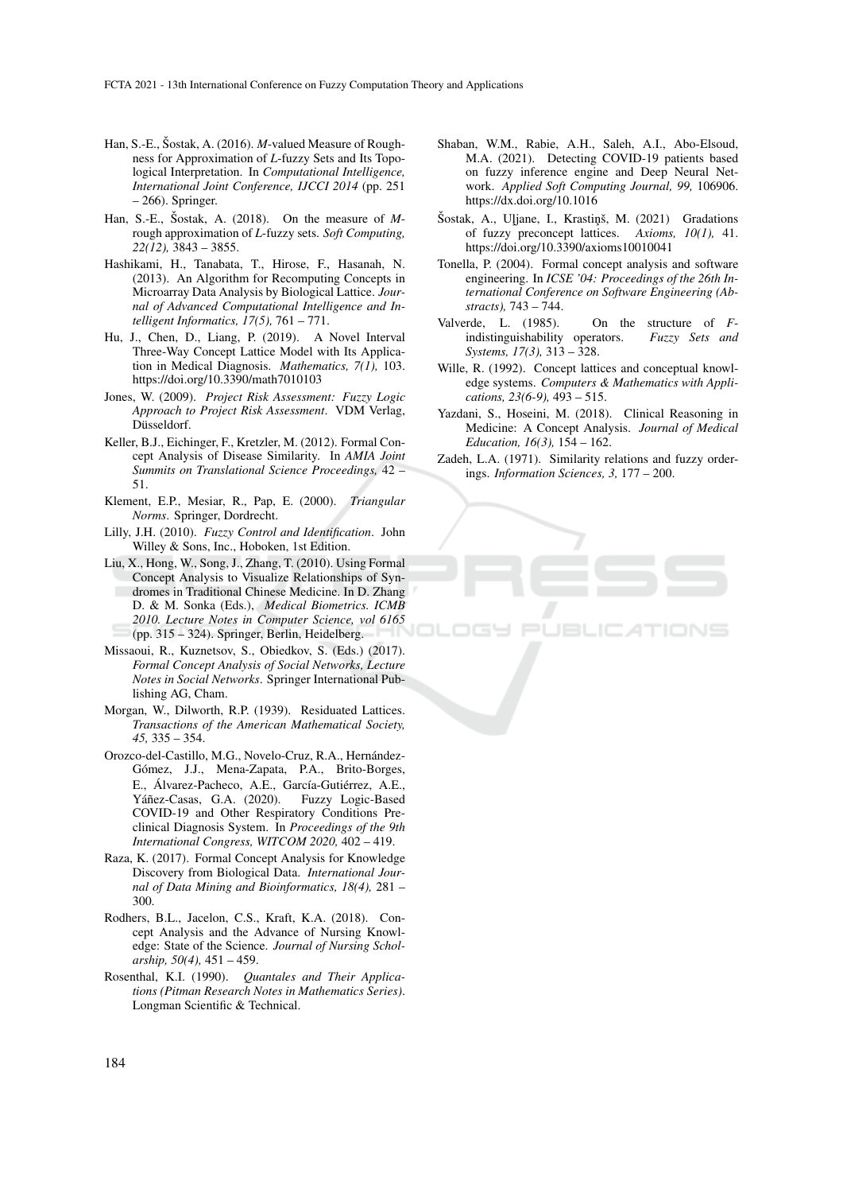Han, S.-E., Šostak, A. (2016). *M*-valued Measure of Roughness for Approximation of *L*-fuzzy Sets and Its Topological Interpretation. In *Computational Intelligence, International Joint Conference, IJCCI 2014* (pp. 251 – 266). Springer.

Han, S.-E., Šostak, A. (2018). On the measure of *M*-rough approximation of *L*-fuzzy sets. *Soft Computing, 22(12),* 3843 – 3855.

Hashikami, H., Tanabata, T., Hirose, F., Hasanah, N. (2013). An Algorithm for Recomputing Concepts in Microarray Data Analysis by Biological Lattice. *Journal of Advanced Computational Intelligence and Intelligent Informatics, 17(5),* 761 – 771.

Hu, J., Chen, D., Liang, P. (2019). A Novel Interval Three-Way Concept Lattice Model with Its Application in Medical Diagnosis. *Mathematics, 7(1),* 103. https://doi.org/10.3390/math7010103

Jones, W. (2009). *Project Risk Assessment: Fuzzy Logic Approach to Project Risk Assessment*. VDM Verlag, Düsseldorf.

Keller, B.J., Eichinger, F., Kretzler, M. (2012). Formal Concept Analysis of Disease Similarity. In *AMIA Joint Summits on Translational Science Proceedings,* 42 – 51.

Klement, E.P., Mesiar, R., Pap, E. (2000). *Triangular Norms*. Springer, Dordrecht.

Lilly, J.H. (2010). *Fuzzy Control and Identification*. John Willey & Sons, Inc., Hoboken, 1st Edition.

Liu, X., Hong, W., Song, J., Zhang, T. (2010). Using Formal Concept Analysis to Visualize Relationships of Syndromes in Traditional Chinese Medicine. In D. Zhang D. & M. Sonka (Eds.), *Medical Biometrics. ICMB 2010. Lecture Notes in Computer Science, vol 6165* (pp. 315 – 324). Springer, Berlin, Heidelberg.

Missaoui, R., Kuznetsov, S., Obiedkov, S. (Eds.) (2017). *Formal Concept Analysis of Social Networks, Lecture Notes in Social Networks*. Springer International Publishing AG, Cham.

Morgan, W., Dilworth, R.P. (1939). Residuated Lattices. *Transactions of the American Mathematical Society, 45,* 335 – 354.

Orozco-del-Castillo, M.G., Novelo-Cruz, R.A., Hernández-Gómez, J.J., Mena-Zapata, P.A., Brito-Borges, E., Álvarez-Pacheco, A.E., García-Gutiérrez, A.E., Yáñez-Casas, G.A. (2020). Fuzzy Logic-Based COVID-19 and Other Respiratory Conditions Preclinical Diagnosis System. In *Proceedings of the 9th International Congress, WITCOM 2020,* 402 – 419.

Raza, K. (2017). Formal Concept Analysis for Knowledge Discovery from Biological Data. *International Journal of Data Mining and Bioinformatics, 18(4),* 281 – 300.

Rodhers, B.L., Jacelon, C.S., Kraft, K.A. (2018). Concept Analysis and the Advance of Nursing Knowledge: State of the Science. *Journal of Nursing Scholarship, 50(4),* 451 – 459.

Rosenthal, K.I. (1990). *Quantales and Their Applications (Pitman Research Notes in Mathematics Series)*. Longman Scientific & Technical.

Shaban, W.M., Rabie, A.H., Saleh, A.I., Abo-Elsoud, M.A. (2021). Detecting COVID-19 patients based on fuzzy inference engine and Deep Neural Network. *Applied Soft Computing Journal, 99,* 106906. https://dx.doi.org/10.1016

Šostak, A., Uļjane, I., Krastiņš, M. (2021) Gradations of fuzzy preconcept lattices. *Axioms, 10(1),* 41. https://doi.org/10.3390/axioms10010041

Tonella, P. (2004). Formal concept analysis and software engineering. In *ICSE '04: Proceedings of the 26th International Conference on Software Engineering (Abstracts),* 743 – 744.

Valverde, L. (1985). On the structure of *F*-indistinguishability operators. *Fuzzy Sets and Systems, 17(3),* 313 – 328.

Wille, R. (1992). Concept lattices and conceptual knowledge systems. *Computers & Mathematics with Applications, 23(6-9),* 493 – 515.

Yazdani, S., Hoseini, M. (2018). Clinical Reasoning in Medicine: A Concept Analysis. *Journal of Medical Education, 16(3),* 154 – 162.

Zadeh, L.A. (1971). Similarity relations and fuzzy orderings. *Information Sciences, 3,* 177 – 200.